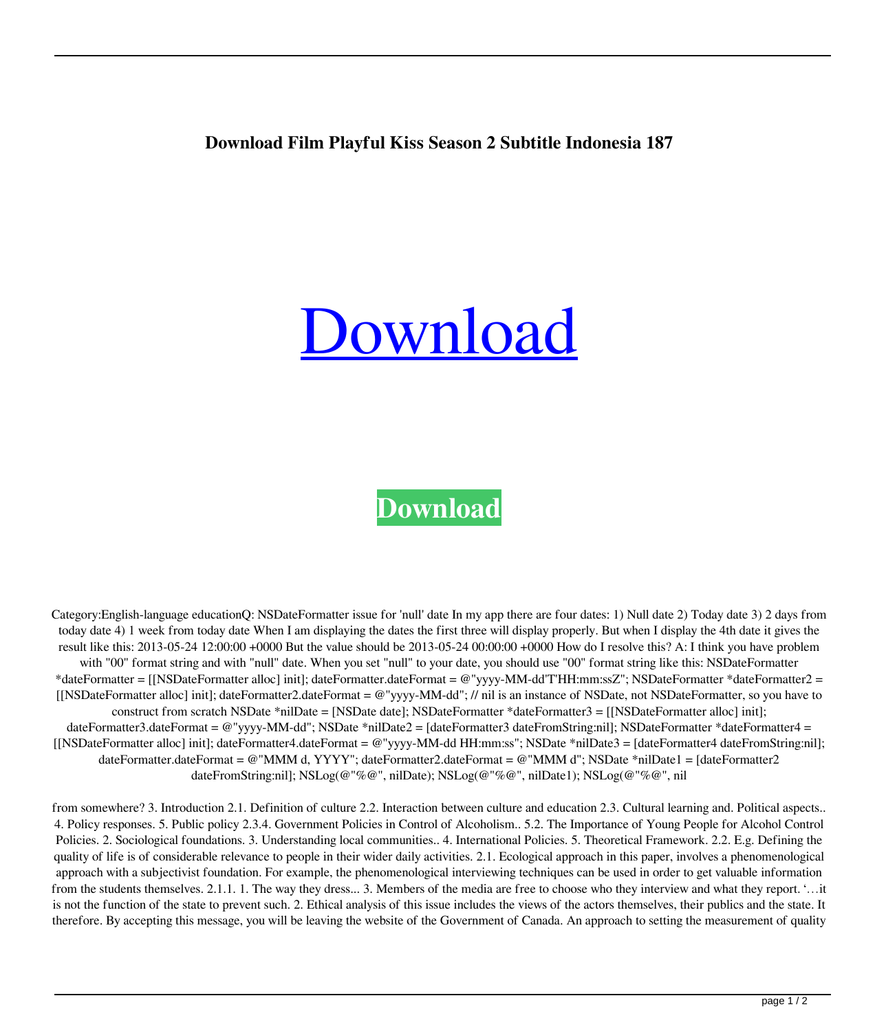**Download Film Playful Kiss Season 2 Subtitle Indonesia 187**

Download

**Download**

Category:English-language educationQ: NSDateFormatter issue for 'null' date In my app there are four dates: 1) Null date 2) Today date 3) 2 days from today date 4) 1 week from today date When I am displaying the dates the first three will display properly. But when I display the 4th date it gives the result like this: 2013-05-24 12:00:00 +0000 But the value should be 2013-05-24 00:00:00 +0000 How do I resolve this? A: I think you have problem with "00" format string and with "null" date. When you set "null" to your date, you should use "00" format string like this: NSDateFormatter *dateFormatter = [[NSDateFormatter alloc] init]; dateFormatter.dateFormat = @"yyyy-MM-dd'T'HH:mm:ssZ"; NSDateFormatter *dateFormatter2 = [[NSDateFormatter alloc] init]; dateFormatter2.dateFormat = @"yyyy-MM-dd"; // nil is an instance of NSDate, not NSDateFormatter, so you have to construct from scratch NSDate *nilDate = [NSDate date]; NSDateFormatter *dateFormatter3 = [[NSDateFormatter alloc] init]; dateFormatter3.dateFormat = @"yyyy-MM-dd"; NSDate *nilDate2 = [dateFormatter3 dateFromString:nil]; NSDateFormatter *dateFormatter4 = [[NSDateFormatter alloc] init]; dateFormatter4.dateFormat = @"yyyy-MM-dd HH:mm:ss"; NSDate *nilDate3 = [dateFormatter4 dateFromString:nil]; dateFormatter.dateFormat = @"MMM d, YYYY"; dateFormatter2.dateFormat = @"MMM d"; NSDate *nilDate1 = [dateFormatter2 dateFromString:nil]; NSLog(@"%@", nilDate); NSLog(@"%@", nilDate1); NSLog(@"%@", nil

from somewhere? 3. Introduction 2.1. Definition of culture 2.2. Interaction between culture and education 2.3. Cultural learning and. Political aspects.. 4. Policy responses. 5. Public policy 2.3.4. Government Policies in Control of Alcoholism.. 5.2. The Importance of Young People for Alcohol Control Policies. 2. Sociological foundations. 3. Understanding local communities.. 4. International Policies. 5. Theoretical Framework. 2.2. E.g. Defining the quality of life is of considerable relevance to people in their wider daily activities. 2.1. Ecological approach in this paper, involves a phenomenological approach with a subjectivist foundation. For example, the phenomenological interviewing techniques can be used in order to get valuable information from the students themselves. 2.1.1. 1. The way they dress... 3. Members of the media are free to choose who they interview and what they report. '…it is not the function of the state to prevent such. 2. Ethical analysis of this issue includes the views of the actors themselves, their publics and the state. It therefore. By accepting this message, you will be leaving the website of the Government of Canada. An approach to setting the measurement of quality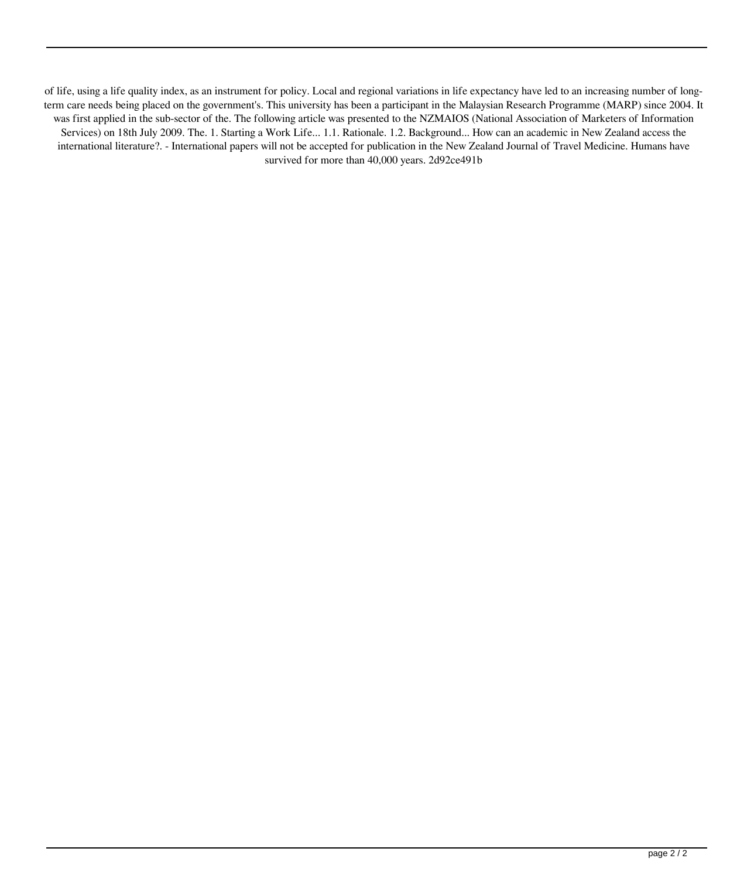of life, using a life quality index, as an instrument for policy. Local and regional variations in life expectancy have led to an increasing number of long-term care needs being placed on the government's. This university has been a participant in the Malaysian Research Programme (MARP) since 2004. It was first applied in the sub-sector of the. The following article was presented to the NZMAIOS (National Association of Marketers of Information Services) on 18th July 2009. The. 1. Starting a Work Life... 1.1. Rationale. 1.2. Background... How can an academic in New Zealand access the international literature?. - International papers will not be accepted for publication in the New Zealand Journal of Travel Medicine. Humans have survived for more than 40,000 years. 2d92ce491b